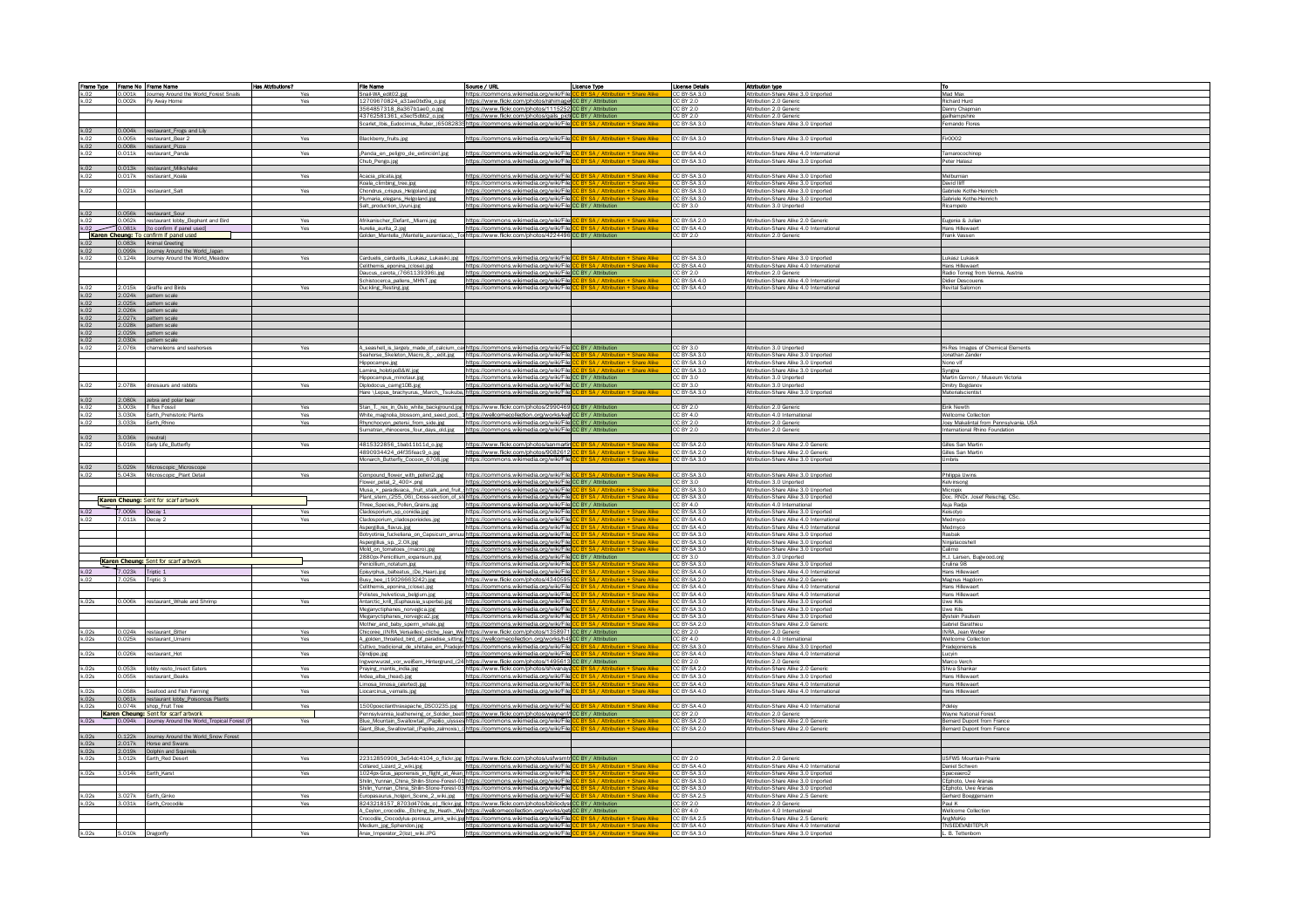| Frame Type | Frame No | Frame Name | Has Attributions? | File Name | Source / URL | Licence Type | License Details | Attribution type | To |
|---|---|---|---|---|---|---|---|---|---|
| k.02 | 0.001k | Journey Around the World_Forest Snails | Yes | Snail-WA_edit02.jpg | https://commons.wikimedia.org/wiki/File | CC BY SA / Attribution + Share Alike | CC BY-SA 3.0 | Attribution-Share Alike 3.0 Unported | Mad Max |
| k.02 | 0.002k | Fly Away Home | Yes | 12709670824_a31ae0bd0a_o.jpg | https://www.flickr.com/photos/rahimage | CC BY / Attribution | CC BY 2.0 | Attribution 2.0 Generic | Richard Hurd |
| | | | | 3564857318_8a367b1ae0_o.jpg | https://www.flickr.com/photos/1115252 | CC BY / Attribution | CC BY 2.0 | Attribution 2.0 Generic | Danny Chapman |
| | | | | 43762581381_e3ecf5db02_o.jpg | https://www.flickr.com/photos/gails_pict | CC BY / Attribution | CC BY 2.0 | Attribution 2.0 Generic | gailhampshire |
| | | | | Scarlet_Ibis_Eudocimus_Ruber_(65082835 | https://commons.wikimedia.org/wiki/File | CC BY SA / Attribution + Share Alike | CC BY-SA 3.0 | Attribution-Share Alike 3.0 Unported | Fernando Flores |
| k.02 | 0.004k | restaurant_Frogs and Lily | | | | | | | |
| k.02 | 0.005k | restaurant_Bear 2 | Yes | Blackberry_fruits.jpg | https://commons.wikimedia.org/wiki/File | CC BY SA / Attribution + Share Alike | CC BY-SA 3.0 | Attribution-Share Alike 3.0 Unported | Fir0002 |
| k.02 | 0.008k | restaurant_Pizza | | | | | | | |
| k.02 | 0.011k | restaurant_Panda | Yes | ¡Panda_en_peligro_de_extinción!.jpg | https://commons.wikimedia.org/wiki/File | CC BY SA / Attribution + Share Alike | CC BY-SA 4.0 | Attribution-Share Alike 4.0 International | Tamarocochinop |
| | | | | Chub_Pengo.jpg | https://commons.wikimedia.org/wiki/File | CC BY SA / Attribution + Share Alike | CC BY-SA 3.0 | Attribution-Share Alike 3.0 Unported | Peter Halasz |
| k.02 | 0.013k | restaurant_Milkshake | | | | | | | |
| k.02 | 0.017k | restaurant_Koala | Yes | Acacia_plicata.jpg | https://commons.wikimedia.org/wiki/File | CC BY SA / Attribution + Share Alike | CC BY-SA 3.0 | Attribution-Share Alike 3.0 Unported | Melburnian |
| | | | | Koala_climbing_tree.jpg | https://commons.wikimedia.org/wiki/File | CC BY SA / Attribution + Share Alike | CC BY-SA 3.0 | Attribution-Share Alike 3.0 Unported | David Iliff |
| k.02 | 0.021k | restaurant_Salt | Yes | Chondrus_crispus_Helgoland.jpg | https://commons.wikimedia.org/wiki/File | CC BY SA / Attribution + Share Alike | CC BY-SA 3.0 | Attribution-Share Alike 3.0 Unported | Gabriele Kothe-Heinrich |
| | | | | Plumaria_elegans_Helgoland.jpg | https://commons.wikimedia.org/wiki/File | CC BY SA / Attribution + Share Alike | CC BY-SA 3.0 | Attribution-Share Alike 3.0 Unported | Gabriele Kothe-Heinrich |
| | | | | Salt_production_Uyuni.jpg | https://commons.wikimedia.org/wiki/File | CC BY / Attribution | CC BY 3.0 | Attribution 3.0 Unported | Ricampelo |
| k.02 | 0.056k | restaurant_Sour | | | | | | | |
| k.02 | 0.062k | restaurant lobby_Elephant and Bird | Yes | Afrikanischer_Elefant,_Miami.jpg | https://commons.wikimedia.org/wiki/File | CC BY SA / Attribution + Share Alike | CC BY-SA 2.0 | Attribution-Share Alike 2.0 Generic | Eugenia & Julian |
| k.02 | 0.081k | [to confirm if panel used] | Yes | Aurelia_aurita_2.jpg | https://commons.wikimedia.org/wiki/File | CC BY SA / Attribution + Share Alike | CC BY-SA 4.0 | Attribution-Share Alike 4.0 International | Hans Hillewaert |
| | Karen Cheung: To confirm if panel used | | | Golden_Mantella_(Mantella_aurantiaca)_Tor | https://www.flickr.com/photos/4224496 | CC BY / Attribution | CC BY 2.0 | Attribution 2.0 Generic | Frank Vassen |
| k.02 | 0.083k | Animal Greeting | | | | | | | |
| k.02 | 0.099k | Journey Around the World_Japan | | | | | | | |
| k.02 | 0.124k | Journey Around the World_Meadow | Yes | Carduelis_carduelis_(Lukasz_Lukasik).jpg | https://commons.wikimedia.org/wiki/File | CC BY SA / Attribution + Share Alike | CC BY-SA 3.0 | Attribution-Share Alike 3.0 Unported | Lukasz Lukasik |
| | | | | Cellthemis_eponina_(close).jpg | https://commons.wikimedia.org/wiki/File | CC BY SA / Attribution + Share Alike | CC BY-SA 4.0 | Attribution-Share Alike 4.0 International | Hans Hillewaert |
| | | | | Daucus_carota_(7661139398).jpg | https://commons.wikimedia.org/wiki/File | CC BY / Attribution | CC BY 2.0 | Attribution 2.0 Generic | Radio Tonreg from Vienna, Austria |
| | | | | Schistocerca_pallens_MHNT.jpg | https://commons.wikimedia.org/wiki/File | CC BY SA / Attribution + Share Alike | CC BY-SA 4.0 | Attribution-Share Alike 4.0 International | Didier Descouens |
| k.02 | 2.015k | Giraffe and Birds | Yes | Duckling_Resting.jpg | https://commons.wikimedia.org/wiki/File | CC BY SA / Attribution + Share Alike | CC BY-SA 4.0 | Attribution-Share Alike 4.0 International | Revital Salomon |
| k.02 | 2.024k | pattern scale | | | | | | | |
| k.02 | 2.025k | pattern scale | | | | | | | |
| k.02 | 2.026k | pattern scale | | | | | | | |
| k.02 | 2.027k | pattern scale | | | | | | | |
| k.02 | 2.028k | pattern scale | | | | | | | |
| k.02 | 2.029k | pattern scale | | | | | | | |
| k.02 | 2.030k | pattern scale | | | | | | | |
| k.02 | 2.076k | chameleons and seahorses | Yes | A_seashell_is_largely_made_of_calcium_ca | https://commons.wikimedia.org/wiki/File | CC BY / Attribution | CC BY 3.0 | Attribution 3.0 Unported | Hi-Res Images of Chemical Elements |
| | | | | Seahorse_Skeleton_Macro_R_-_edit.jpg | https://commons.wikimedia.org/wiki/File | CC BY SA / Attribution + Share Alike | CC BY-SA 3.0 | Attribution-Share Alike 3.0 Unported | Jonathan Zander |
| | | | | Hippocampe.jpg | https://commons.wikimedia.org/wiki/File | CC BY SA / Attribution + Share Alike | CC BY-SA 3.0 | Attribution-Share Alike 3.0 Unported | Nono vlf |
| | | | | Lamina_holotipoB&W.jpg | https://commons.wikimedia.org/wiki/File | CC BY SA / Attribution + Share Alike | CC BY-SA 3.0 | Attribution-Share Alike 3.0 Unported | Syrigna |
| | | | | Hippocampus_minotaur.jpg | https://commons.wikimedia.org/wiki/File | CC BY / Attribution | CC BY 3.0 | Attribution 3.0 Unported | Martin Gomon / Museum Victoria |
| k.02 | 2.078k | dinosaurs and rabbits | Yes | Diplodocus_carng1DB.jpg | https://commons.wikimedia.org/wiki/File | CC BY / Attribution | CC BY 3.0 | Attribution 3.0 Unported | Dmitry Bogdanov |
| | | | | Hare_\Lepus_brachyurus,_March,_Tsukuba | https://commons.wikimedia.org/wiki/File | CC BY SA / Attribution + Share Alike | CC BY-SA 3.0 | Attribution-Share Alike 3.0 Unported | Materialscientist |
| k.02 | 2.080k | zebra and polar bear | | | | | | | |
| k.02 | 3.003k | T Rex Fossil | Yes | Stan_T_rex_in_Oslo_white_background.jpg | https://www.flickr.com/photos/2990489 | CC BY / Attribution | CC BY 2.0 | Attribution 2.0 Generic | Eirik Newth |
| k.02 | 3.030k | Earth_Prehistoric Plants | Yes | White_magnolia_blossom_and_seed_pod,_1 | https://wellcomecollection.org/works/fxa | CC BY / Attribution | CC BY 4.0 | Attribution 4.0 International | Wellcome Collection |
| k.02 | 3.033k | Earth_Rhino | Yes | Rhynchocyon_petersi_from_side.jpg | https://commons.wikimedia.org/wiki/File | CC BY / Attribution | CC BY 2.0 | Attribution 2.0 Generic | Joey Makalintal from Pennsylvania, USA |
| | | | | Sumatran_rhinoceros_four_days_old.jpg | https://commons.wikimedia.org/wiki/File | CC BY / Attribution | CC BY 2.0 | Attribution 2.0 Generic | International Rhino Foundation |
| k.02 | 3.036k | (neutral) | | | | | | | |
| k.02 | 5.016k | Early Life_Butterfly | Yes | 4815322856_1bab11b11d_o.jpg | https://www.flickr.com/photos/sanmartin | CC BY SA / Attribution + Share Alike | CC BY-SA 2.0 | Attribution-Share Alike 2.0 Generic | Gilles San Martin |
| | | | | 4890934424_d4f35faec9_o.jpg | https://www.flickr.com/photos/9082612 | CC BY SA / Attribution + Share Alike | CC BY-SA 2.0 | Attribution-Share Alike 2.0 Generic | Gilles San Martin |
| | | | | Monarch_Butterfly_Cocoon_6708.jpg | https://commons.wikimedia.org/wiki/File | CC BY SA / Attribution + Share Alike | CC BY-SA 3.0 | Attribution-Share Alike 3.0 Unported | Umbris |
| k.02 | 5.029k | Microscopic_Microscope | | | | | | | |
| k.02 | 5.043k | Microscopic_Plant Detail | Yes | Compound_flower_with_pollen2.jpg | https://commons.wikimedia.org/wiki/File | CC BY SA / Attribution + Share Alike | CC BY-SA 3.0 | Attribution-Share Alike 3.0 Unported | Philippa Uwins |
| | | | | Flower_petal_2_400x.png | https://commons.wikimedia.org/wiki/File | CC BY / Attribution | CC BY 3.0 | Attribution 3.0 Unported | Kelvinsong |
| | | | | Musa_×_paradisiaca,_fruit_stalk_and_fruit_ | https://commons.wikimedia.org/wiki/File | CC BY SA / Attribution + Share Alike | CC BY-SA 3.0 | Attribution-Share Alike 3.0 Unported | Micropix |
| | Karen Cheung: Sent for scarf artwork | | | Plant_stem_(255_06)_Cross-section_of_sti | https://commons.wikimedia.org/wiki/File | CC BY SA / Attribution + Share Alike | CC BY-SA 3.0 | Attribution-Share Alike 3.0 Unported | Doc. RNDr. Josef Reischig, CSc. |
| | | | | Three_Species_Pollen_Grains.jpg | https://commons.wikimedia.org/wiki/File | CC BY / Attribution | CC BY 4.0 | Attribution 4.0 International | Asja Radja |
| k.02 | 7.009k | Decay 1 | Yes | Cladosporium_sp_conidia.jpg | https://commons.wikimedia.org/wiki/File | CC BY SA / Attribution + Share Alike | CC BY-SA 3.0 | Attribution-Share Alike 3.0 Unported | Keisotyo |
| k.02 | 7.011k | Decay 2 | Yes | Cladosporium_cladosporioides.jpg | https://commons.wikimedia.org/wiki/File | CC BY SA / Attribution + Share Alike | CC BY-SA 4.0 | Attribution-Share Alike 4.0 International | Medmyco |
| | | | | Aspergillus_flavus.jpg | https://commons.wikimedia.org/wiki/File | CC BY SA / Attribution + Share Alike | CC BY-SA 4.0 | Attribution-Share Alike 4.0 International | Medmyco |
| | | | | Botrytinia_fuckeliana_on_Capsicum_annuu | https://commons.wikimedia.org/wiki/File | CC BY SA / Attribution + Share Alike | CC BY-SA 3.0 | Attribution-Share Alike 3.0 Unported | Rasbak |
| | | | | Aspergillus_sp._2.0X.jpg | https://commons.wikimedia.org/wiki/File | CC BY SA / Attribution + Share Alike | CC BY-SA 3.0 | Attribution-Share Alike 3.0 Unported | Ninjatacoshell |
| | | | | Mold_on_tomatoes_(macro).jpg | https://commons.wikimedia.org/wiki/File | CC BY SA / Attribution + Share Alike | CC BY-SA 3.0 | Attribution-Share Alike 3.0 Unported | Calimo |
| | | | | 2880px-Penicillium_expansum.jpg | https://commons.wikimedia.org/wiki/File | CC BY / Attribution | CC BY 3.0 | Attribution 3.0 Unported | R.J. Larsen, Bugwood.org |
| | Karen Cheung: Sent for scarf artwork | | | Penicillium_notatum.jpg | https://commons.wikimedia.org/wiki/File | CC BY SA / Attribution + Share Alike | CC BY-SA 3.0 | Attribution-Share Alike 3.0 Unported | Crulina 98 |
| k.02 | 7.023k | Triptic 1 | Yes | Episyrphus_balteatus_(De_Haan).jpg | https://commons.wikimedia.org/wiki/File | CC BY SA / Attribution + Share Alike | CC BY-SA 4.0 | Attribution-Share Alike 4.0 International | Hans Hillewaert |
| k.02 | 7.025k | Triptic 3 | Yes | Busy_bee_(19026663242).jpg | https://www.flickr.com/photos/4340595 | CC BY SA / Attribution + Share Alike | CC BY-SA 2.0 | Attribution-Share Alike 2.0 Generic | Magnus Hagdorn |
| | | | | Cellthemis_eponina_(close).jpg | https://commons.wikimedia.org/wiki/File | CC BY SA / Attribution + Share Alike | CC BY-SA 4.0 | Attribution-Share Alike 4.0 International | Hans Hillewaert |
| | | | | Polistes_helveticus_belgium.jpg | https://commons.wikimedia.org/wiki/File | CC BY SA / Attribution + Share Alike | CC BY-SA 4.0 | Attribution-Share Alike 4.0 International | Hans Hillewaert |
| k.02s | 0.006k | restaurant_Whale and Shrimp | Yes | Antarctic_krill_(Euphausia_superba).jpg | https://commons.wikimedia.org/wiki/File | CC BY SA / Attribution + Share Alike | CC BY-SA 3.0 | Attribution-Share Alike 3.0 Unported | Uwe Kils |
| | | | | Meganyctiphanes_norvegica.jpg | https://commons.wikimedia.org/wiki/File | CC BY SA / Attribution + Share Alike | CC BY-SA 3.0 | Attribution-Share Alike 3.0 Unported | Uwe Kils |
| | | | | Meganyctiphanes_norvegica2.jpg | https://commons.wikimedia.org/wiki/File | CC BY SA / Attribution + Share Alike | CC BY-SA 3.0 | Attribution-Share Alike 3.0 Unported | Øystein Paulsen |
| | | | | Mother_and_baby_sperm_whale.jpg | https://commons.wikimedia.org/wiki/File | CC BY SA / Attribution + Share Alike | CC BY-SA 2.0 | Attribution-Share Alike 2.0 Generic | Gabriel Barathieu |
| k.02s | 0.024k | restaurant_Bitter | Yes | Chicorée_(INRA_Versailles)-cliche_Jean_We | https://www.flickr.com/photos/1358971 | CC BY / Attribution | CC BY 2.0 | Attribution 2.0 Generic | INRA, Jean Weber |
| k.02s | 0.025k | restaurant_Umami | Yes | A_golden_throated_bird_of_paradise_sitting | https://wellcomecollection.org/works/h4 | CC BY / Attribution | CC BY 4.0 | Attribution 4.0 International | Wellcome Collection |
| | | | | Cultivo_tradicional_de_shiitake_en_Pradejor | https://commons.wikimedia.org/wiki/File | CC BY SA / Attribution + Share Alike | CC BY-SA 3.0 | Attribution-Share Alike 3.0 Unported | Pradejoniensis |
| k.02s | 0.026k | restaurant_Hot | Yes | Djindjipe.jpg | https://commons.wikimedia.org/wiki/File | CC BY SA / Attribution + Share Alike | CC BY-SA 4.0 | Attribution-Share Alike 4.0 International | Lucyin |
| | | | | Ingwerwurzel_vor_weißem_Hintergrund_(24 | https://www.flickr.com/photos/1495613 | CC BY / Attribution | CC BY 2.0 | Attribution 2.0 Generic | Marco Verch |
| k.02s | 0.053k | lobby resto_Insect Eaters | Yes | Praying_mantis_india.jpg | https://www.flickr.com/photos/shivanay | CC BY SA / Attribution + Share Alike | CC BY-SA 2.0 | Attribution-Share Alike 2.0 Generic | Shiva Shankar |
| k.02s | 0.055k | restaurant_Beaks | Yes | Ardea_alba_(head).jpg | https://commons.wikimedia.org/wiki/File | CC BY SA / Attribution + Share Alike | CC BY-SA 3.0 | Attribution-Share Alike 3.0 Unported | Hans Hillewaert |
| | | | | Limosa_limosa_(alerted).jpg | https://commons.wikimedia.org/wiki/File | CC BY SA / Attribution + Share Alike | CC BY-SA 4.0 | Attribution-Share Alike 4.0 International | Hans Hillewaert |
| k.02s | 0.058k | Seafood and Fish Farming | Yes | Liocarcinus_vernalis.jpg | https://commons.wikimedia.org/wiki/File | CC BY SA / Attribution + Share Alike | CC BY-SA 4.0 | Attribution-Share Alike 4.0 International | Hans Hillewaert |
| k.02s | 0.061k | restaurant lobby_Poisonous Plants | | | | | | | |
| k.02s | 0.074k | shop_Fruit Tree | Yes | 1500poecilanthrasapache_DSC0235.jpg | https://commons.wikimedia.org/wiki/File | CC BY SA / Attribution + Share Alike | CC BY-SA 4.0 | Attribution-Share Alike 4.0 International | Pdeley |
| | Karen Cheung: Sent for scarf artwork | | | Pennsylvania_leatherwing_or_Soldier_beetl | https://www.flickr.com/photos/waynenf | CC BY / Attribution | CC BY 2.0 | Attribution 2.0 Generic | Wayne National Forest |
| k.02s | 0.094k | Journey Around the World_Tropical Forest (F | Yes | Blue_Mountain_Swallowtail_(Papilio_ulysses | https://commons.wikimedia.org/wiki/File | CC BY SA / Attribution + Share Alike | CC BY-SA 2.0 | Attribution-Share Alike 2.0 Generic | Bernard Dupont from France |
| | | | | Giant_Blue_Swallowtail_(Papilio_zalmoxis)_( | https://commons.wikimedia.org/wiki/File | CC BY SA / Attribution + Share Alike | CC BY-SA 2.0 | Attribution-Share Alike 2.0 Generic | Bernard Dupont from France |
| k.02s | 0.122k | Journey Around the World_Snow Forest | | | | | | | |
| k.02s | 2.017k | Horse and Swans | | | | | | | |
| k.02s | 2.019k | Dolphin and Squirrels | | | | | | | |
| k.02s | 3.012k | Earth_Red Desert | Yes | 22312850906_3e54dc4104_o_flickr.jpg | https://www.flickr.com/photos/usfwsmf | CC BY / Attribution | CC BY 2.0 | Attribution 2.0 Generic | USFWS Mountain-Prairie |
| | | | | Collared_Lizard_2_wiki.jpg | https://commons.wikimedia.org/wiki/File | CC BY SA / Attribution + Share Alike | CC BY-SA 4.0 | Attribution-Share Alike 4.0 International | Daniel Schwen |
| k.02s | 3.014k | Earth_Karst | Yes | 1024px-Grus_japonensis_in_flight_at_Akan | https://commons.wikimedia.org/wiki/File | CC BY SA / Attribution + Share Alike | CC BY-SA 3.0 | Attribution-Share Alike 3.0 Unported | Spaceaero2 |
| | | | | Shilin_Yunnan_China_Shilin-Stone-Forest-01 | https://commons.wikimedia.org/wiki/File | CC BY SA / Attribution + Share Alike | CC BY-SA 3.0 | Attribution-Share Alike 3.0 Unported | CEphoto, Uwe Aranas |
| | | | | Shilin_Yunnan_China_Shilin-Stone-Forest-03 | https://commons.wikimedia.org/wiki/File | CC BY SA / Attribution + Share Alike | CC BY-SA 3.0 | Attribution-Share Alike 3.0 Unported | CEphoto, Uwe Aranas |
| k.02s | 3.027k | Earth_Ginko | Yes | Europasaurus_holgeri_Scene_2_wiki.jpg | https://commons.wikimedia.org/wiki/File | CC BY SA / Attribution + Share Alike | CC BY-SA 2.5 | Attribution-Share Alike 2.5 Generic | Gerhard Boeggemann |
| k.02s | 3.031k | Earth_Crocodile | Yes | 8243218157_8703d470ab_o_flickr.jpg | https://www.flickr.com/photos/biblioduy | CC BY / Attribution | CC BY 2.0 | Attribution 2.0 Generic | Paul K |
| | | | | A_Ceylon_crocodile._Etching_by_Heath._We | https://wellcomecollection.org/works/qet | CC BY / Attribution | CC BY 4.0 | Attribution 4.0 International | Wellcome Collection |
| | | | | Crocodile_Crocodylus-porosus_amk_wiki.jpg | https://commons.wikimedia.org/wiki/File | CC BY SA / Attribution + Share Alike | CC BY-SA 2.5 | Attribution-Share Alike 2.5 Generic | AngMoKio |
| | | | | Medium_jpg_Sphenodon.jpg | https://commons.wikimedia.org/wiki/File | CC BY SA / Attribution + Share Alike | CC BY-SA 4.0 | Attribution-Share Alike 4.0 International | TNSEDEVABITEPLR |
| k.02s | 5.010k | Dragonfly | Yes | Anax_Imperator_2(ssi)_wiki.JPG | https://commons.wikimedia.org/wiki/File | CC BY SA / Attribution + Share Alike | CC BY-SA 3.0 | Attribution-Share Alike 3.0 Unported | L. B. Tettenborn |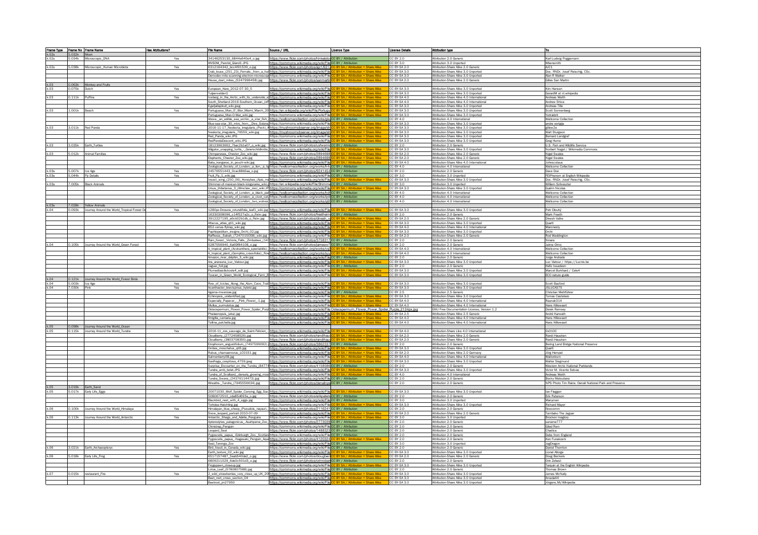| Frame Type | Frame No | Frame Name | Has Attributions? | File Name | Source / URL | Licence Type | License Details | Attribution type | To |
|---|---|---|---|---|---|---|---|---|---|
| k.02s | 5.032k | Moon | | | | | | | |
| k.02s | 5.034k | Microscopic_DNA | Yes | 34146253130_6844e640e4_o.jpg | https://www.flickr.com/photos/hinkelsto | CC BY / Attribution | CC BY 2.0 | Attribution 2.0 Generic | Karl-Ludwig Poggemann |
| | | | | WVSOM_Parotid_Gland1.JPG | https://commons.wikimedia.org/wiki/File | CC BY / Attribution | CC BY 3.0 | Attribution 3.0 Unported | Wbensmith |
| k.02s | 5.036k | Microscopic_Human Microbiota | Yes | 6312164342_bcc4f91539_o.jpg | https://www.flickr.com/photos/ajc1/6312 | CC BY SA / Attribution + Share Alike | CC BY-SA 2.0 | Attribution-Share Alike 2.0 Generic | AJC1 |
| | | | | Crab_louse_(251_23)_Female,_from_a_hur | https://commons.wikimedia.org/wiki/File | CC BY SA / Attribution + Share Alike | CC BY-SA 3.0 | Attribution-Share Alike 3.0 Unported | Doc. RNDr. Josef Reischig, CSc. |
| | | | | Demodex-mite-scanning-electron-microscop | https://commons.wikimedia.org/wiki/File | CC BY SA / Attribution + Share Alike | CC BY-SA 3.0 | Attribution-Share Alike 3.0 Unported | Alan R Walker |
| | | | | House_dust_mites_(5247996458).jpg | https://www.flickr.com/photos/sanmartin | CC BY SA / Attribution + Share Alike | CC BY-SA 2.0 | Attribution-Share Alike 2.0 Generic | Gilles San Martin |
| k.03 | 0.063k | Monkey and Fruits | | | | | | | |
| k.03 | 0.075k | Dutch | Yes | European_Hare_2012-07-30_5 | https://commons.wikimedia.org/wiki/File | CC BY SA / Attribution + Share Alike | CC BY-SA 3.0 | Attribution-Share Alike 3.0 Unported | Kim Hansen |
| | | | | Tulpenvelden1 | https://commons.wikimedia.org/wiki/File | CC BY SA / Attribution + Share Alike | CC BY-SA 3.0 | Attribution-Share Alike 3.0 Unported | GerardM at nl.wikipedia |
| k.03 | 0.111k | Puffins | Yes | Iceberg_in_the_Arctic_with_its_underside_e | https://commons.wikimedia.org/wiki/File | CC BY SA / Attribution + Share Alike | CC BY-SA 4.0 | Attribution-Share Alike 4.0 International | Andreas Weith |
| | | | | South_Shetland-2016-Southern_Ocean_(off | https://commons.wikimedia.org/wiki/File | CC BY SA / Attribution + Share Alike | CC BY-SA 4.0 | Attribution-Share Alike 4.0 International | Andrew Shiva |
| | | | | Eyjafjallajokull_wiki.jpeg | https://commons.wikimedia.org/wiki/File | CC BY SA / Attribution + Share Alike | CC BY-SA 3.0 | Attribution-Share Alike 3.0 Unported | Andreas Tille |
| k.03 | 1.001k | Beach | Yes | Portuguese_Man_O'_War_Miami_March_20 | https://en.wikipedia.org/wiki/File:Portugu | CC BY SA / Attribution + Share Alike | CC BY-SA 3.0 | Attribution-Share Alike 3.0 Unported | Scott Sonnenberg |
| | | | | Portuguese_Man-O-War_wiki.jpg | https://commons.wikimedia.org/wiki/File | CC BY SA / Attribution + Share Alike | CC BY-SA 3.0 | Attribution-Share Alike 3.0 Unported | Yorkiebrit |
| | | | | Above,_an_edible_sea_urchin,_a_star_fish,_ | https://wellcomecollection.org/works/gku | CC BY / Attribution | CC BY 4.0 | Attribution 4.0 International | Wellcome Collection |
| | | | | Blue-sea-star_30_mtrs_from__Dive_Solana | https://commons.wikimedia.org/wiki/File | CC BY SA / Attribution + Share Alike | CC BY-SA 3.0 | Attribution-Share Alike 3.0 Unported | andre oortgijs |
| k.03 | 3.011k | Red Panda | Yes | 2016-11-17_Neolecta_irregularis_(Peck)_K | https://mushroomobserver.org/image/sh | CC BY SA / Attribution + Share Alike | CC BY-SA 3.0 | Attribution-Share Alike 3.0 Unported | gillow2e |
| | | | | Neolecta_irregularis_76559_wiki.jpg | https://mushroomobserver.org/image/sh | CC BY SA / Attribution + Share Alike | CC BY-SA 3.0 | Attribution-Share Alike 3.0 Unported | Walt Sturgeon |
| | | | | Red_Panda_wiki.JPG | https://commons.wikimedia.org/wiki/File | CC BY SA / Attribution + Share Alike | CC BY-SA 3.0 | Attribution-Share Alike 3.0 Unported | Bernard Landgraf |
| | | | | RedPandaDescent_wiki.JPG | https://commons.wikimedia.org/wiki/File | CC BY SA / Attribution + Share Alike | CC BY-SA 3.0 | Attribution-Share Alike 3.0 Unported | Greg Hume |
| k.03 | 3.035k | Earth_Turtles | Yes | 18123963682_7bac2b1a07_o_wiki.jpg | https://www.flickr.com/photos/usfwsmid | CC BY / Attribution | CC BY 2.0 | Attribution 2.0 Generic | U.S. Fish and Wildlife Service |
| | | | | Alligator_snapping_turtle_-_Geierschildkröte | https://commons.wikimedia.org/wiki/File | CC BY SA / Attribution + Share Alike | CC BY-SA 3.0 | Attribution-Share Alike 3.0 Unported | Norbert Nagel / Wikimedia Commons |
| k.03 | 5.012k | Animal Families | Yes | Chimpanzees,_Chester_Zoo_wiki.jpg | https://www.flickr.com/photos/2894698 | CC BY SA / Attribution + Share Alike | CC BY-SA 2.0 | Attribution-Share Alike 2.0 Generic | Nigel Swales |
| | | | | Elephants,_Chester_Zoo_wiki.jpg | https://www.flickr.com/photos/2894698 | CC BY SA / Attribution + Share Alike | CC BY-SA 2.0 | Attribution-Share Alike 2.0 Generic | Nigel Swales |
| | | | | Baby_kangaroo_in_pouch-wiki.jpg | https://commons.wikimedia.org/wiki/File | CC BY SA / Attribution + Share Alike | CC BY-SA 4.0 | Attribution-Share Alike 4.0 International | Johnscotaus |
| | | | | Zoological_Society_of_London;_a_lion,_a_tig | https://wellcomecollection.org/works/h4 | CC BY / Attribution | CC BY 4.0 | Attribution 4.0 International | Wellcome Collection |
| k.03s | 5.007k | Ice Age | Yes | 24576551443_0cac88b5aa_o.jpg | https://www.flickr.com/photos/9241454 | CC BY / Attribution | CC BY 2.0 | Attribution 2.0 Generic | Dave Doe |
| k.03s | 5.044k | Fly Details | Yes | Fruit_Fly_1_wiki.jpg | https://commons.wikimedia.org/wiki/File | CC BY / Attribution | CC BY 3.0 | Attribution 3.0 Unported | FEIPhenom at English Wikipedia |
| | | | | Insect_wing_(250_06)_Honeybee_(Apis_me | https://commons.wikimedia.org/wiki/File | CC BY SA / Attribution + Share Alike | CC BY-SA 3.0 | Attribution-Share Alike 3.0 Unported | Doc. RNDr. Josef Reischig, CSc. |
| k.03s | 7.005k | Black Animals | Yes | Shimmer-of-mexican-black-kingsnake_wiki.jp | https://en.wikipedia.org/wiki/File:Shimme | CC BY / Attribution | CC BY 3.0 | Attribution 3.0 Unported | William Szilveszter |
| | | | | Ursus_thibetanus_3_(Wroclaw_zoo)_wiki.JP | https://commons.wikimedia.org/wiki/File | CC BY SA / Attribution + Share Alike | CC BY-SA 3.0 | Attribution-Share Alike 3.0 Unported | Guérin Nicolas |
| | | | | Zoological_Society_of_London;_a_black_pan | https://wellcomecollection.org/works/hdf | CC BY / Attribution | CC BY 4.0 | Attribution 4.0 International | Wellcome Collection |
| | | | | Zoological_Society_of_London;_a_civet_cat, | https://wellcomecollection.org/works/qxb | CC BY / Attribution | CC BY 4.0 | Attribution 4.0 International | Wellcome Collection |
| | | | | Zoological_Society_of_London;_two_wolves | https://wellcomecollection.org/works/q6t | CC BY / Attribution | CC BY 4.0 | Attribution 4.0 International | Wellcome Collection |
| k.03s | 7.028k | Yellow Animals | | | | | | | |
| k.04 | 0.093k | Journey Around the World_Tropical Forest D | Yes | 1280px-Drosera_rotundifolia_leaf1_wiki.jpg | https://commons.wikimedia.org/wiki/File | CC BY SA / Attribution + Share Alike | CC BY-SA 3.0 | Attribution-Share Alike 3.0 Unported | Petr Dlouhý |
| | | | | 16330308098_c14f527a2c_o_flickr.jpg | https://www.flickr.com/photos/freethem | CC BY / Attribution | CC BY 2.0 | Attribution 2.0 Generic | Mark Freeth |
| | | | | 3912227195_e6cb02b1db_o_flickr.jpg | https://www.flickr.com/photos/dinesh_v | CC BY SA / Attribution + Share Alike | CC BY-SA 2.0 | Attribution-Share Alike 2.0 Generic | Dinesh Valke |
| | | | | Attacus_atlas_qtl1_wiki.jpg | https://commons.wikimedia.org/wiki/File | CC BY SA / Attribution + Share Alike | CC BY-SA 3.0 | Attribution-Share Alike 3.0 Unported | Quartl |
| | | | | BS2-venus-flytrap_wiki.jpg | https://commons.wikimedia.org/wiki/File | CC BY SA / Attribution + Share Alike | CC BY-SA 4.0 | Attribution-Share Alike 4.0 International | Maronesty |
| | | | | Paphiopedilum_insigne_Orchi_02.jpg | https://commons.wikimedia.org/wiki/File | CC BY SA / Attribution + Share Alike | CC BY-SA 3.0 | Attribution-Share Alike 3.0 Unported | Orchi |
| | | | | Rafflesia,_Sabah_(7247015058)_wiki.jpg | https://commons.wikimedia.org/wiki/File | CC BY SA / Attribution + Share Alike | CC BY-SA 2.0 | Attribution-Share Alike 2.0 Generic | Rod Waddington |
| | | | | Rain_forest,_Victoria_Falls,_Zimbabwe_(143 | https://www.flickr.com/photos/3758317 | CC BY / Attribution | CC BY 2.0 | Attribution 2.0 Generic | Ninara |
| k.04 | 0.105k | Journey Around the World_Green Forest | Yes | 5287558940_6a69f84108_o.jpg | https://www.flickr.com/photos/jamesxx7 | CC BY / Attribution | CC BY 2.0 | Attribution 2.0 Generic | Jaime Olmo |
| | | | | A_tropical_plant_(Acokanthera_spectabilis);_ | https://wellcomecollection.org/works/vq3 | CC BY SA / Attribution + Share Alike | CC BY-SA 4.0 | Attribution 4.0 International | Wellcome Collection |
| | | | | A_tropical_plant_(Gomphia_crassifolia);_flow | https://wellcomecollection.org/works/yy | CC BY SA / Attribution + Share Alike | CC BY-SA 4.0 | Attribution 4.0 International | Wellcome Collection |
| | | | | Amazon_river_dolphin_3_wiki.jpg | https://commons.wikimedia.org/wiki/File | CC BY / Attribution | CC BY 2.0 | Attribution 2.0 Generic | Jorge Andrade |
| | | | | Ara_ararauna_Luc_Viatour.jpg | https://commons.wikimedia.org/wiki/File | CC BY SA / Attribution + Share Alike | CC BY-SA 3.0 | Attribution-Share Alike 3.0 Unported | Luc Viatour / https://Lucnix.be |
| | | | | Jaguar_full.jpg | https://commons.wikimedia.org/wiki/File | CC BY / Attribution | CC BY 2.0 | Attribution 2.0 Generic | Hafiz Issadeen |
| | | | | Plumedbasiliskcele4_edit.jpg | https://commons.wikimedia.org/wiki/File | CC BY SA / Attribution + Share Alike | CC BY-SA 3.0 | Attribution-Share Alike 3.0 Unported | Marcel Burkhard / Cele4 |
| | | | | Toucan_in_Green_World_Ecological_Farm_B | https://commons.wikimedia.org/wiki/File | CC BY SA / Attribution + Share Alike | CC BY-SA 3.0 | Attribution-Share Alike 3.0 Unported | ECO nature guide |
| k.04 | 0.121k | Journey Around the World_Forest Birds | | | | | | | |
| k.04 | 5.003k | Ice Age | Yes | Row_of_Icicles_Along_the_Alum_Cave_Trail | https://commons.wikimedia.org/wiki/File | CC BY SA / Attribution + Share Alike | CC BY-SA 3.0 | Attribution-Share Alike 3.0 Unported | Scott Basford |
| k.04 | 7.030k | Pink | Yes | Acanthaster_brevispinus_hybrid.jpg | https://commons.wikimedia.org/wiki/File | CC BY SA / Attribution + Share Alike | CC BY-SA 3.0 | Attribution-Share Alike 3.0 Unported | JSLUCAS75 |
| | | | | Agama-mwanzae.jpg | https://commons.wikimedia.org/wiki/File | CC BY / Attribution | CC BY 2.5 | Attribution 2.5 Generic | Christian Mehlführer |
| | | | | Echinopsis_unidentified.jpg | https://commons.wikimedia.org/wiki/File | CC BY SA / Attribution + Share Alike | CC BY-SA 3.0 | Attribution-Share Alike 3.0 Unported | Tomas Castelazo |
| | | | | Especially_Papaver_-_Pink_Flower_-1.jpg | https://commons.wikimedia.org/wiki/File | CC BY SA / Attribution + Share Alike | CC BY-SA 4.0 | Attribution-Share Alike 4.0 International | Raunak314 |
| | | | | Mullus_surmuletus.jpg | https://commons.wikimedia.org/wiki/File | CC BY SA / Attribution + Share Alike | CC BY-SA 4.0 | Attribution-Share Alike 4.0 International | Hans Hillewaert |
| | | | | Osteospermum_Flower_Power_Spider_Purpl | https://commons.wikimedia.org/wiki/File:Osteospermum_Flower_Power_Spider_Purple_2134px.jpg | | | GNU Free Documentation License, Version 1.2 | Derek Ramsey |
| | | | | Phalaenopsis_jakai.jpg | https://commons.wikimedia.org/wiki/File | CC BY SA / Attribution + Share Alike | CC BY-SA 2.5 | Attribution-Share Alike 2.5 Generic | André Karwath |
| | | | | Stingilia_carnaria.jpg | https://commons.wikimedia.org/wiki/File | CC BY SA / Attribution + Share Alike | CC BY-SA 4.0 | Attribution-Share Alike 4.0 International | Hans Hillewaert |
| | | | | Tellina_pulchella.jpg | https://commons.wikimedia.org/wiki/File | CC BY SA / Attribution + Share Alike | CC BY-SA 4.0 | Attribution-Share Alike 4.0 International | Hans Hillewaert |
| k.05 | 0.098k | Journey Around the World_Ocean | | | | | | | |
| k.05 | 0.115k | Journey Around the World_Tundra | Yes | 2016-11_zoo_sauvage_de_Saint-Félicien_- | https://commons.wikimedia.org/wiki/File | CC BY SA / Attribution + Share Alike | CC BY-SA 4.0 | Attribution-Share Like 4.0 International | 0x010C |
| | | | | Cloudberry_(2772458526).jpg | https://www.flickr.com/photos/randihaus | CC BY SA / Attribution + Share Alike | CC BY-SA 2.0 | Attribution-Share Alike 2.0 Generic | Randi Hausken |
| | | | | Cloudberry_(3803708355).jpg | https://www.flickr.com/photos/randihaus | CC BY SA / Attribution + Share Alike | CC BY-SA 2.0 | Attribution-Share Alike 2.0 Generic | Randi Hausken |
| | | | | Eriophorum_angustifolium_(7497599092)_ | https://www.flickr.com/photos/3862337 | CC BY / Attribution | CC BY 2.0 | Attribution 2.0 Generic | Bering Land Bridge National Preserve |
| | | | | Ovibos_moschatus_qtl3.jpg | https://commons.wikimedia.org/wiki/File | CC BY SA / Attribution + Share Alike | CC BY-SA 3.0 | Attribution-Share Alike 3.0 Unported | Quartl |
| | | | | Rubus_chamaemorus_LC0151.jpg | https://commons.wikimedia.org/wiki/File | CC BY SA / Attribution + Share Alike | CC BY-SA 2.0 | Attribution-Share Alike 2.0 Germany | Jörg Hempel |
| | | | | Salmonberry08.jpg | https://commons.wikimedia.org/wiki/File | CC BY SA / Attribution + Share Alike | CC BY-SA 4.0 | Attribution-Share Alike 4.0 International | Walterkum |
| | | | | Saxifraga_cespitosa_4759.jpeg | https://commons.wikimedia.org/wiki/File | CC BY SA / Attribution + Share Alike | CC BY-SA 3.0 | Attribution-Share Alike 3.0 Unported | Walter Siegmund |
| | | | | Surprise_Encounter_on_the_Tundra_(8477 | https://www.flickr.com/photos/4158586 | CC BY / Attribution | CC BY 2.0 | Attribution 2.0 Generic | Western Arctic National Parklands |
| | | | | Tundra_amb_bolet.JPG | https://commons.wikimedia.org/wiki/File | CC BY SA / Attribution + Share Alike | CC BY-SA 3.0 | Attribution-Share Alike 3.0 Unported | Victor M. Vicente Selvas |
| | | | | Tundra_of_Svalbard,_densely_growing_moss | https://commons.wikimedia.org/wiki/File | CC BY SA / Attribution + Share Alike | CC BY 4.0 | Attribution 4.0 International | Andreas Weith |
| | | | | Tundra_Swans_(24376114473).jpg | https://commons.wikimedia.org/wiki/File | CC BY / Attribution | CC BY 2.0 | Attribution 2.0 Generic | Becky Matsubara |
| | | | | Wreaths_Tundra_(7945556634).jpg | https://www.flickr.com/photos/denalinps | CC BY / Attribution | CC BY 2.0 | Attribution 2.0 Generic | NPS Photo Tim Rains: Denali National Park and Preserve |
| k.05 | 3.019k | Earth_Sand | | | | | | | |
| k.05 | 5.017k | Early Life_Eggs | Yes | 20071030_Wolf_Spider_Carrying_Egg_Sac | https://commons.wikimedia.org/wiki/File | CC BY SA / Attribution + Share Alike | CC BY-SA 3.0 | Attribution-Share Alike 3.0 Unported | Ian Fieggen |
| | | | | 5080672510_cda85d693e_o.jpg | https://www.flickr.com/photos/erikpaters | CC BY / Attribution | CC BY 2.0 | Attribution 2.0 Generic | Erik Paterson |
| | | | | Blackbird_nest_with_4_eggs.jpg | https://commons.wikimedia.org/wiki/File | CC BY / Attribution | CC BY 3.0 | Attribution 3.0 Unported | Manjman |
| | | | | Tortoise-Hatchling.jpg | https://commons.wikimedia.org/wiki/File | CC BY SA / Attribution + Share Alike | CC BY-SA 3.0 | Attribution-Share Alike 3.0 Unported | Richard Mayer |
| k.06 | 0.100k | Journey Around the World_Himalaya | Yes | Himalayan_blue_sheep_(Pseudois_nayaur)_ | https://www.flickr.com/photos/2116241 | CC BY / Attribution | CC BY 2.0 | Attribution 2.0 Generic | flowcomm |
| | | | | Snow_leopard_portrait-2010-07-09 | https://commons.wikimedia.org/wiki/File | CC BY SA / Attribution + Share Alike | CC BY-SA 2.0 | Attribution-Share Alike 2.0 Generic | Tambako The Jaguar |
| k.06 | 0.113k | Journey Around the World_Antarctic | Yes | Antarctic,_Shags_and_Adelie_Penguins | https://commons.wikimedia.org/wiki/File | CC BY / Attribution | CC BY 3.0 | Attribution 3.0 Unported | Brocken Inaglory |
| | | | | Aptenodytes_patagonicus_-Asahiyama_Zoo | https://www.flickr.com/photos/2773039 | CC BY / Attribution | CC BY 2.0 | Attribution 2.0 Generic | sanamo777 |
| | | | | Chinstrap_Penguin | https://www.flickr.com/photos/ | CC BY / Attribution | CC BY 2.0 | Attribution 2.0 Generic | Gilad Rom |
| | | | | Leopard_Seal | https://www.flickr.com/photos/1488323 | CC BY / Attribution | CC BY 2.0 | Attribution 2.0 Generic | Chadica |
| | | | | Pygoscelis_papua_-Edinburgh_Zoo,_Scotlan | https://commons.wikimedia.org/wiki/File | CC BY / Attribution | CC BY 2.0 | Attribution 2.0 Generic | Debs from England |
| | | | | Pygoscelis_papua_-Nagasaki_Penguin_Aqua | https://www.flickr.com/photos/4120324 | CC BY SA / Attribution + Share Alike | CC BY-SA 2.0 | Attribution-Share Alike 2.0 Generic | Ken Funakoshi |
| | | | | Seal_Taronga_Zoo | https://commons.wikimedia.org/wiki/File | CC BY / Attribution | CC BY 3.0 | Attribution 3.0 Unported | JagDragon |
| k.06 | 3.021k | Earth_Archaeopteryx | Yes | Bird_fossil_in_Canada_wiki.jpg | https://commons.wikimedia.org/wiki/File | CC BY / Attribution | CC BY 2.0 | Attribution 2.0 Generic | Daniel Thornton |
| | | | | Earth_texture_02_wiki.jpg | https://commons.wikimedia.org/wiki/File | CC BY SA / Attribution + Share Alike | CC BY-SA 3.0 | Attribution-Share Alike 3.0 Unported | Lionel Allorge |
| k.06 | 5.018k | Early Life_Frog | Yes | 6517157487_5eab540da2_o.jpg | https://www.flickr.com/photos/dougbeck | CC BY SA / Attribution + Share Alike | CC BY-SA 2.0 | Attribution-Share Alike 2.0 Generic | Doug Beckers |
| | | | | 6809211029_6de0c501d3_o.jpg | https://www.flickr.com/photos/orinrober | CC BY / Attribution | CC BY 2.0 | Attribution 2.0 Generic | Orin Zebest |
| | | | | Frogspawn_closeup.jpg | https://commons.wikimedia.org/wiki/File | CC BY SA / Attribution + Share Alike | CC BY-SA 3.0 | Attribution-Share Alike 3.0 Unported | Tarquin at the English Wikipedia |
| | | | | Lotus_Leaf_(5780807588).jpg | https://commons.wikimedia.org/wiki/File | CC BY / Attribution | CC BY 2.0 | Attribution 2.0 Generic | Thomas Brown |
| k.07 | 0.015k | restaurant_Fire | Yes | 2_wild_strawberries_very_close_up_UK_20 | https://commons.wikimedia.org/wiki/File | CC BY SA / Attribution + Share Alike | CC BY-SA 3.0 | Attribution-Share Alike 3.0 Unported | James McNally |
| | | | | Beet_root_cross_section_04 | https://commons.wikimedia.org/wiki/File | CC BY SA / Attribution + Share Alike | CC BY-SA 3.0 | Attribution-Share Alike 3.0 Unported | Amada44 |
| | | | | Beetroot_jm27950 | https://commons.wikimedia.org/wiki/File | CC BY SA / Attribution + Share Alike | CC BY-SA 3.0 | Attribution-Share Alike 3.0 Unported | Jörgens.Mi/Wikipedia |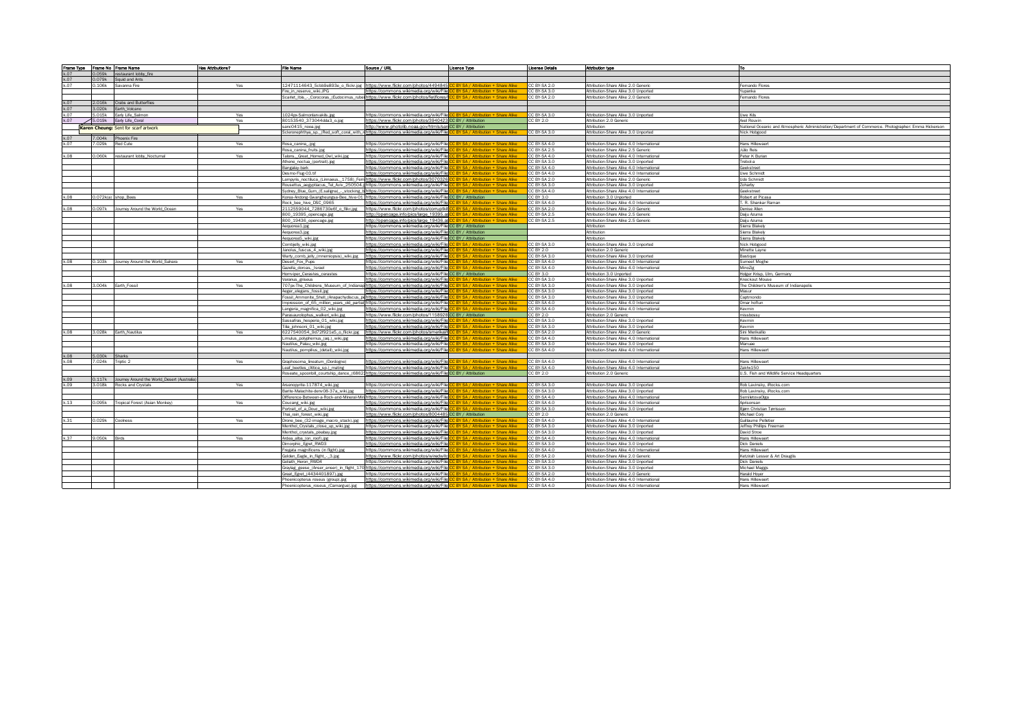| Frame Type | Frame No | Frame Name | Has Attributions? | File Name | Source / URL | Licence Type | License Details | Attribution type | To |
|---|---|---|---|---|---|---|---|---|---|
| k.07 | 0.059k | restaurant lobby_fire | | | | | | | |
| k.07 | 0.079k | Squid and Ants | | | | | | | |
| k.07 | 0.106k | Savanna Fire | Yes | 12471114643_5cbb9e893e_o_flickr.jpg | https://www.flickr.com/photos/4494845 | CC BY SA / Attribution + Share Alike | CC BY-SA 2.0 | Attribution-Share Alike 2.0 Generic | Fernando Flores |
| | | | | Fire_in_reserve_wiki.JPG | https://commons.wikimedia.org/wiki/File | CC BY SA / Attribution + Share Alike | CC BY-SA 3.0 | Attribution-Share Alike 3.0 Unported | Yupanka |
| | | | | Scarlet_Ibis_-_Corocoras_(Eudocimus_ruber | https://www.flickr.com/photos/fesflores/ | CC BY SA / Attribution + Share Alike | CC BY-SA 2.0 | Attribution-Share Alike 2.0 Generic | Fernando Flores |
| k.07 | 2.016k | Crabs and Butterflies | | | | | | | |
| k.07 | 3.020k | Earth_Volcano | | | | | | | |
| k.07 | 5.015k | Early Life_Salmon | Yes | 1024px-Salmonlarvakils.jpg | https://commons.wikimedia.org/wiki/File | CC BY SA / Attribution + Share Alike | CC BY-SA 3.0 | Attribution-Share Alike 3.0 Unported | Uwe Kils |
| k.07 | 5.019k | Early Life_Coral | Yes | 80153540_373044dda3_o.jpg | https://www.flickr.com/photos/3940423 | CC BY / Attribution | CC BY 2.0 | Attribution 2.0 Generic | Axel Rouvin |
| | Karen Cheung: Sent for scarf artwork | | | sanc0415_noaa.jpg | http://www.photolib.noaa.gov/htmls/san | CC BY / Attribution | | Attribution | National Oceanic and Atmospheric Administration/Department of Commerce. Photographer: Emma Hickerson |
| | | | | Scleronephthya_sp._(Red_soft_coral_with_s | https://commons.wikimedia.org/wiki/File | CC BY SA / Attribution + Share Alike | CC BY-SA 3.0 | Attribution-Share Alike 3.0 Unported | Nick Hobgood |
| k.07 | 7.004k | Phoenix Fire | | | | | | | |
| k.07 | 7.029k | Red Cute | Yes | Rosa_canina_.jpg | https://commons.wikimedia.org/wiki/File | CC BY SA / Attribution + Share Alike | CC BY-SA 4.0 | Attribution-Share Alike 4.0 International | Hans Hillewaert |
| | | | | Rosa_canina_fruits.jpg | https://commons.wikimedia.org/wiki/File | CC BY SA / Attribution + Share Alike | CC BY-SA 2.5 | Attribution-Share Alike 2.5 Generic | Júlio Reis |
| k.08 | 0.060k | restaurant lobby_Nocturnal | Yes | Talons_Great_Horned_Owl_wiki.jpg | https://commons.wikimedia.org/wiki/File | CC BY SA / Attribution + Share Alike | CC BY-SA 4.0 | Attribution-Share Alike 4.0 International | Peter K Burian |
| | | | | Athene_noctua_(cropped).jpg | https://commons.wikimedia.org/wiki/File | CC BY SA / Attribution + Share Alike | CC BY-SA 3.0 | Attribution-Share Alike 3.0 Unported | Trebol-a |
| | | | | Bangalay-bark | https://commons.wikimedia.org/wiki/File | CC BY SA / Attribution + Share Alike | CC BY-SA 4.0 | Attribution-Share Alike 4.0 International | Geekstreet |
| | | | | Desmo-Flug-03.tif | https://commons.wikimedia.org/wiki/File | CC BY SA / Attribution + Share Alike | CC BY-SA 4.0 | Attribution-Share Alike 4.0 International | Uwe Schmidt |
| | | | | Lampyris_noctiluca_(Linnaeus,_1758)_Fem | https://www.flickr.com/photos/3070326 | CC BY SA / Attribution + Share Alike | CC BY-SA 2.0 | Attribution-Share Alike 2.0 Generic | Udo Schmidt |
| | | | | Rousettus_aegyptiacus_Tel_Aviv_250504.j | https://commons.wikimedia.org/wiki/File | CC BY SA / Attribution + Share Alike | CC BY-SA 3.0 | Attribution-Share Alike 3.0 Unported | Zoharby |
| | | | | Sydney_Blue_Gum_(E.saligna)_-_stocking_b | https://commons.wikimedia.org/wiki/File | CC BY SA / Attribution + Share Alike | CC BY-SA 4.0 | Attribution-Share Alike 4.0 International | Geekstreet |
| k.08 | 0.072k(a) | shop_Bees | Yes | Korea-Andong-Gwangheungsa-Bee_hive-01 | https://commons.wikimedia.org/wiki/File | CC BY / Attribution | CC BY 3.0 | Attribution 3.0 Unported | Robert at Picasa |
| | | | | Rock_bee_hive_DSC_0965 | https://commons.wikimedia.org/wiki/File | CC BY SA / Attribution + Share Alike | CC BY-SA 4.0 | Attribution-Share Alike 4.0 International | T. R. Shankar Raman |
| k.08 | 0.097k | Journey Around the World_Ocean | Yes | 2112559044_7286730e6f_o_flikr.jpg | https://www.flickr.com/photos/corrupt4 | CC BY SA / Attribution + Share Alike | CC BY-SA 2.0 | Attribution-Share Alike 2.0 Generic | Denise Allen |
| | | | | 800_19395_opencage.jpg | http://opencage.info/pics/large_19395.a | CC BY SA / Attribution + Share Alike | CC BY-SA 2.5 | Attribution-Share Alike 2.5 Generic | Daiju Azuma |
| | | | | 800_19436_opencage.jpg | http://opencage.info/pics/large_19436.a | CC BY SA / Attribution + Share Alike | CC BY-SA 2.5 | Attribution-Share Alike 2.5 Generic | Daiju Azuma |
| | | | | Aequorea1.jpg | https://commons.wikimedia.org/wiki/File | CC BY / Attribution | | Attribution | Sierra Blakely |
| | | | | Aequorea3.jpg | https://commons.wikimedia.org/wiki/File | CC BY / Attribution | | Attribution | Sierra Blakely |
| | | | | Aequorea5_wiki.jpg | https://commons.wikimedia.org/wiki/File | CC BY / Attribution | | Attribution | Sierra Blakely |
| | | | | Combjelly_wiki.jpg | https://commons.wikimedia.org/wiki/File | CC BY SA / Attribution + Share Alike | CC BY-SA 3.0 | Attribution-Share Alike 3.0 Unported | Nick Hobgood |
| | | | | Janolus_fuscus_4_wiki.jpg | https://commons.wikimedia.org/wiki/File | CC BY SA / Attribution + Share Alike | CC BY 2.0 | Attribution 2.0 Generic | Minette Layne |
| | | | | Warty_comb_jelly_(mnemiopsis)_wiki.jpg | https://commons.wikimedia.org/wiki/File | CC BY SA / Attribution + Share Alike | CC BY-SA 3.0 | Attribution-Share Alike 3.0 Unported | Bastique |
| k.08 | 0.103k | Journey Around the World_Sahara | Yes | Desert_Fox_Pups | https://commons.wikimedia.org/wiki/File | CC BY SA / Attribution + Share Alike | CC BY-SA 4.0 | Attribution-Share Alike 4.0 International | Sumeet Moghe |
| | | | | Gazella_dorcas_Israel | https://commons.wikimedia.org/wiki/File | CC BY SA / Attribution + Share Alike | CC BY-SA 4.0 | Attribution-Share Alike 4.0 International | MinoZig |
| | | | | Hornviper_Cerastes_cerastes | https://commons.wikimedia.org/wiki/File | CC BY / Attribution | CC BY 3.0 | Attribution 3.0 Unported | Holger Krisp, Ulm, Germany |
| | | | | Varanus_griseus | https://commons.wikimedia.org/wiki/File | CC BY SA / Attribution + Share Alike | CC BY-SA 3.0 | Attribution-Share Alike 3.0 Unported | Knockout Mouse |
| k.08 | 3.004k | Earth_Fossil | Yes | 707px-The_Childrens_Museum_of_Indianap | https://commons.wikimedia.org/wiki/File | CC BY SA / Attribution + Share Alike | CC BY-SA 3.0 | Attribution-Share Alike 3.0 Unported | The Children's Museum of Indianapolis |
| | | | | Asger_elegans_fossil.jpg | https://commons.wikimedia.org/wiki/File | CC BY SA / Attribution + Share Alike | CC BY-SA 3.0 | Attribution-Share Alike 3.0 Unported | Masur |
| | | | | Fossil_Ammonite_Shell_(Anapachydiscus_pe | https://commons.wikimedia.org/wiki/File | CC BY SA / Attribution + Share Alike | CC BY-SA 3.0 | Attribution-Share Alike 3.0 Unported | Captmondo |
| | | | | Impression_of_65_million_years_old_partial | https://commons.wikimedia.org/wiki/File | CC BY SA / Attribution + Share Alike | CC BY-SA 4.0 | Attribution-Share Alike 4.0 International | Omar hoftun |
| | | | | Langenia_magnifica_02_wiki.jpg | https://commons.wikimedia.org/wiki/File | CC BY SA / Attribution + Share Alike | CC BY-SA 4.0 | Attribution-Share Alike 4.0 International | Kevmin |
| | | | | Parasaurolophus_walkeri_wiki.jpg | https://www.flickr.com/photos/158929 | CC BY / Attribution | CC BY 2.0 | Attribution 2.0 Generic | mssbossy |
| | | | | Sassafras_hesperia_01_wiki.jpg | https://commons.wikimedia.org/wiki/File | CC BY SA / Attribution + Share Alike | CC BY-SA 3.0 | Attribution-Share Alike 3.0 Unported | Kevmin |
| | | | | Tilia_johnsoni_01_wiki.jpg | https://commons.wikimedia.org/wiki/File | CC BY SA / Attribution + Share Alike | CC BY-SA 3.0 | Attribution-Share Alike 3.0 Unported | Kevmin |
| k.08 | 3.028k | Earth_Nautilus | Yes | 6227540054_b072f921e5_o_flickr.jpg | https://www.flickr.com/photos/smerikal | CC BY SA / Attribution + Share Alike | CC BY-SA 2.0 | Attribution-Share Alike 2.0 Generic | Sini Merikallio |
| | | | | Limulus_polyphemus_(aq.)_wiki.jpg | https://commons.wikimedia.org/wiki/File | CC BY SA / Attribution + Share Alike | CC BY-SA 4.0 | Attribution-Share Alike 4.0 International | Hans Hillewaert |
| | | | | Nautilus_Palau_wiki.jpg | https://commons.wikimedia.org/wiki/File | CC BY SA / Attribution + Share Alike | CC BY-SA 3.0 | Attribution-Share Alike 3.0 Unported | Manuae |
| | | | | Nautilus_pompilius_(detail)_wiki.jpg | https://commons.wikimedia.org/wiki/File | CC BY SA / Attribution + Share Alike | CC BY-SA 4.0 | Attribution-Share Alike 4.0 International | Hans Hillewaert |
| k.08 | 5.030k | Sharks | | | | | | | |
| k.08 | 7.024k | Triptic 2 | Yes | Graphosoma_lineatum_(Dordogne) | https://commons.wikimedia.org/wiki/File | CC BY SA / Attribution + Share Alike | CC BY-SA 4.0 | Attribution-Share Alike 4.0 International | Hans Hillewaert |
| | | | | Leaf_beetles_(Altica_sp.)_mating | https://commons.wikimedia.org/wiki/File | CC BY SA / Attribution + Share Alike | CC BY-SA 4.0 | Attribution-Share Alike 4.0 International | Zakfe150 |
| | | | | Roseate_spoonbill_courtship_dance_(6862 | https://commons.wikimedia.org/wiki/File | CC BY / Attribution | CC BY 2.0 | Attribution 2.0 Generic | U.S. Fish and Wildlife Service Headquarters |
| k.09 | 0.117k | Journey Around the World_Desert (Australia) | | | | | | | |
| k.09 | 3.018k | Rocks and Crystals | Yes | Arsenopyrite-117874_wiki.jpg | https://commons.wikimedia.org/wiki/File | CC BY SA / Attribution + Share Alike | CC BY-SA 3.0 | Attribution-Share Alike 3.0 Unported | Rob Lavinsky, iRocks.com |
| | | | | Barite-Malachite-dem08-37a_wiki.jpg | https://commons.wikimedia.org/wiki/File | CC BY SA / Attribution + Share Alike | CC BY-SA 3.0 | Attribution-Share Alike 3.0 Unported | Rob Lavinsky, iRocks.com |
| | | | | Difference-Between-a-Rock-and-Mineral-Min | https://commons.wikimedia.org/wiki/File | CC BY SA / Attribution + Share Alike | CC BY-SA 4.0 | Attribution-Share Alike 4.0 International | SemiletovaOlga |
| k.13 | 0.095k | Tropical Forest (Asian Monkey) | Yes | Coucang_wiki.jpg | https://commons.wikimedia.org/wiki/File | CC BY SA / Attribution + Share Alike | CC BY-SA 4.0 | Attribution-Share Alike 4.0 International | Aprisonsan |
| | | | | Portrait_of_a_Douc_wiki.jpg | https://commons.wikimedia.org/wiki/File | CC BY SA / Attribution + Share Alike | CC BY-SA 3.0 | Attribution-Share Alike 3.0 Unported | Bjørn Christian Tørrissen |
| | | | | Thai_rain_forest_wiki.jpg | https://www.flickr.com/photos/8004485 | CC BY / Attribution | CC BY 2.0 | Attribution 2.0 Generic | Michael Cory |
| k.31 | 0.029k | Coolness | Yes | Drone_bee_(32-image_macro_stack).jpg | https://commons.wikimedia.org/wiki/File | CC BY SA / Attribution + Share Alike | CC BY-SA 4.0 | Attribution-Share Alike 4.0 International | Guillaume Pelletier |
| | | | | Menthol_Crystals_close_up_wiki.jpg | https://commons.wikimedia.org/wiki/File | CC BY SA / Attribution + Share Alike | CC BY-SA 3.0 | Attribution-Share Alike 3.0 Unported | Jeffrey Phillips Freeman |
| | | | | Menthol_crystals_psubay.jpg | https://commons.wikimedia.org/wiki/File | CC BY SA / Attribution + Share Alike | CC BY-SA 3.0 | Attribution-Share Alike 3.0 Unported | David Stroe |
| k.37 | 0.050k | Birds | Yes | Ardea_alba_(on_roof).jpg | https://commons.wikimedia.org/wiki/File | CC BY SA / Attribution + Share Alike | CC BY-SA 4.0 | Attribution-Share Alike 4.0 International | Hans Hillewaert |
| | | | | Dimorphic_Egret_RWD3 | https://commons.wikimedia.org/wiki/File | CC BY SA / Attribution + Share Alike | CC BY-SA 3.0 | Attribution-Share Alike 3.0 Unported | Dick Daniels |
| | | | | Fregata_magnificens_(in_flight).jpg | https://commons.wikimedia.org/wiki/File | CC BY SA / Attribution + Share Alike | CC BY-SA 4.0 | Attribution-Share Alike 4.0 International | Hans Hillewaert |
| | | | | Golden_Eagle_in_flight_-_5.jpg | https://www.flickr.com/photos/wiredwitc | CC BY SA / Attribution + Share Alike | CC BY-SA 2.0 | Attribution-Share Alike 2.0 Generic | Ketzirah Lesser & Art Drauglis |
| | | | | Goliath_Heron_RWD4 | https://commons.wikimedia.org/wiki/File | CC BY SA / Attribution + Share Alike | CC BY-SA 3.0 | Attribution-Share Alike 3.0 Unported | Dick Daniels |
| | | | | Greylag_geese_(Anser_anser)_in_flight_170 | https://commons.wikimedia.org/wiki/File | CC BY SA / Attribution + Share Alike | CC BY-SA 3.0 | Attribution-Share Alike 3.0 Unported | Michael Maggs |
| | | | | Great_Egret_(4434401897).jpg | https://commons.wikimedia.org/wiki/File | CC BY SA / Attribution + Share Alike | CC BY-SA 2.0 | Attribution-Share Alike 2.0 Generic | Harald Hoyer |
| | | | | Phoenicopterus_roseus_(group).jpg | https://commons.wikimedia.org/wiki/File | CC BY SA / Attribution + Share Alike | CC BY-SA 4.0 | Attribution-Share Alike 4.0 International | Hans Hillewaert |
| | | | | Phoenicopterus_roseus_(Camargue).jpg | https://commons.wikimedia.org/wiki/File | CC BY SA / Attribution + Share Alike | CC BY-SA 4.0 | Attribution-Share Alike 4.0 International | Hans Hillewaert |